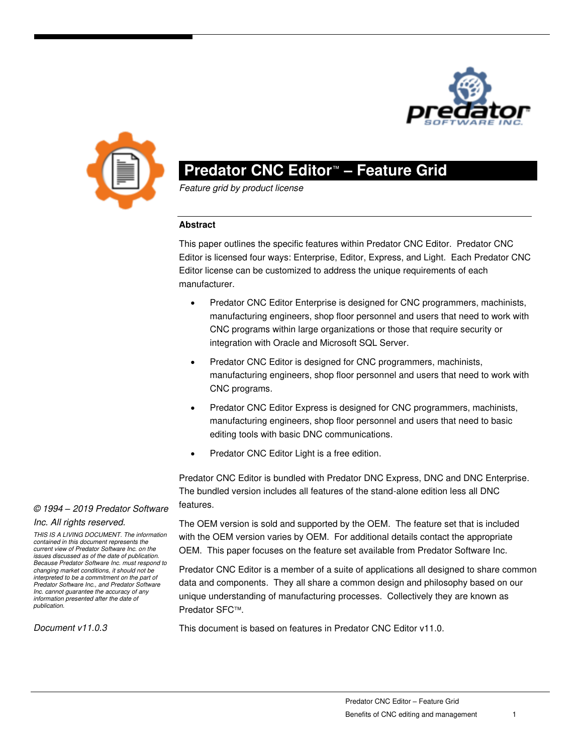# Predator CNC Editor™ – Feature Grid

*Feature grid by product license*

**Abstract**

This paper outlines the specific features within Predator CNC Editor. Predator CNC Editor is licensed four ways: Enterprise, Editor, Express, and Light. Each Predator CNC Editor license can be customized to address the unique requirements of each manufacturer.

- Predator CNC Editor Enterprise is designed for CNC programmers, machinists, manufacturing engineers, shop floor personnel and users that need to work with CNC programs within large organizations or those that require security or integration with Oracle and Microsoft SQL Server.
- Predator CNC Editor is designed for CNC programmers, machinists, manufacturing engineers, shop floor personnel and users that need to work with CNC programs.
- Predator CNC Editor Express is designed for CNC programmers, machinists, manufacturing engineers, shop floor personnel and users that need to basic editing tools with basic DNC communications.
- Predator CNC Editor Light is a free edition.

Predator CNC Editor is bundled with Predator DNC Express, DNC and DNC Enterprise. The bundled version includes all features of the stand-alone edition less all DNC features.

The OEM version is sold and supported by the OEM. The feature set that is included with the OEM version varies by OEM. For additional details contact the appropriate OEM. This paper focuses on the feature set available from Predator Software Inc.

Predator CNC Editor is a member of a suite of applications all designed to share common data and components. They all share a common design and philosophy based on our unique understanding of manufacturing processes. Collectively they are known as Predator SFC™.

This document is based on features in Predator CNC Editor v11.0.

*© 1994 – 2019 Predator Software Inc. All rights reserved.*

*THIS IS A LIVING DOCUMENT. The information contained in this document represents the current view of Predator Software Inc. on the issues discussed as of the date of publication. Because Predator Software Inc. must respond to changing market conditions, it should not be interpreted to be a commitment on the part of Predator Software Inc., and Predator Software Inc. cannot guarantee the accuracy of any information presented after the date of publication.*

*Document v11.0.3*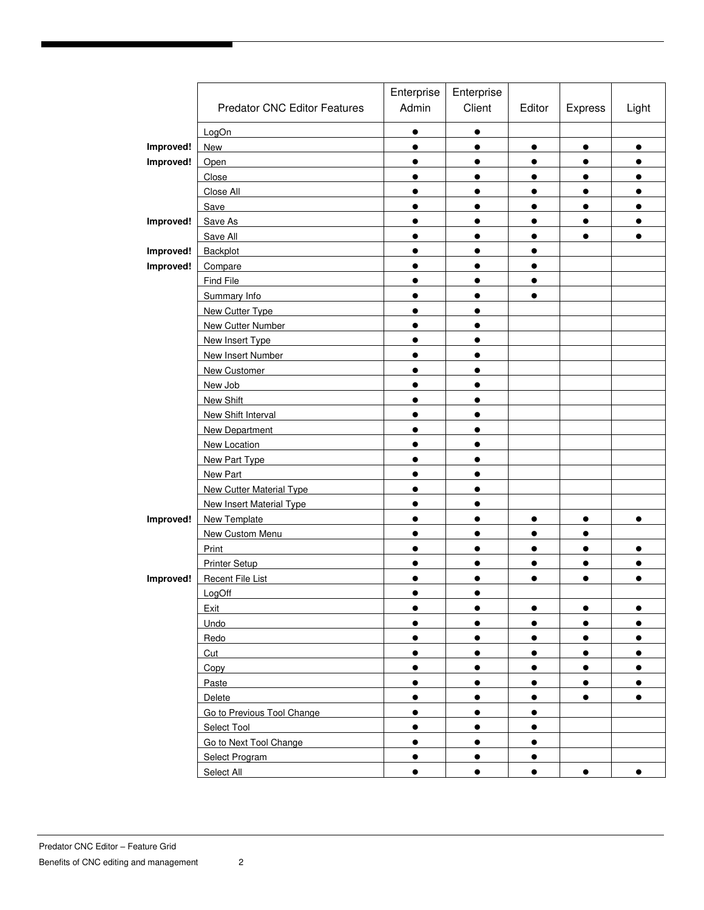| | Predator CNC Editor Features | Enterprise Admin | Enterprise Client | Editor | Express | Light |
|---|---|---|---|---|---|---|
| | LogOn | ● | ● | | | |
| **Improved!** | New | ● | ● | ● | ● | ● |
| **Improved!** | Open | ● | ● | ● | ● | ● |
| | Close | ● | ● | ● | ● | ● |
| | Close All | ● | ● | ● | ● | ● |
| | Save | ● | ● | ● | ● | ● |
| **Improved!** | Save As | ● | ● | ● | ● | ● |
| | Save All | ● | ● | ● | ● | ● |
| **Improved!** | Backplot | ● | ● | ● | | |
| **Improved!** | Compare | ● | ● | ● | | |
| | Find File | ● | ● | ● | | |
| | Summary Info | ● | ● | ● | | |
| | New Cutter Type | ● | ● | | | |
| | New Cutter Number | ● | ● | | | |
| | New Insert Type | ● | ● | | | |
| | New Insert Number | ● | ● | | | |
| | New Customer | ● | ● | | | |
| | New Job | ● | ● | | | |
| | New Shift | ● | ● | | | |
| | New Shift Interval | ● | ● | | | |
| | New Department | ● | ● | | | |
| | New Location | ● | ● | | | |
| | New Part Type | ● | ● | | | |
| | New Part | ● | ● | | | |
| | New Cutter Material Type | ● | ● | | | |
| | New Insert Material Type | ● | ● | | | |
| **Improved!** | New Template | ● | ● | ● | ● | ● |
| | New Custom Menu | ● | ● | ● | ● | |
| | Print | ● | ● | ● | ● | ● |
| | Printer Setup | ● | ● | ● | ● | ● |
| **Improved!** | Recent File List | ● | ● | ● | ● | ● |
| | LogOff | ● | ● | | | |
| | Exit | ● | ● | ● | ● | ● |
| | Undo | ● | ● | ● | ● | ● |
| | Redo | ● | ● | ● | ● | ● |
| | Cut | ● | ● | ● | ● | ● |
| | Copy | ● | ● | ● | ● | ● |
| | Paste | ● | ● | ● | ● | ● |
| | Delete | ● | ● | ● | ● | ● |
| | Go to Previous Tool Change | ● | ● | ● | | |
| | Select Tool | ● | ● | ● | | |
| | Go to Next Tool Change | ● | ● | ● | | |
| | Select Program | ● | ● | ● | | |
| | Select All | ● | ● | ● | ● | ● |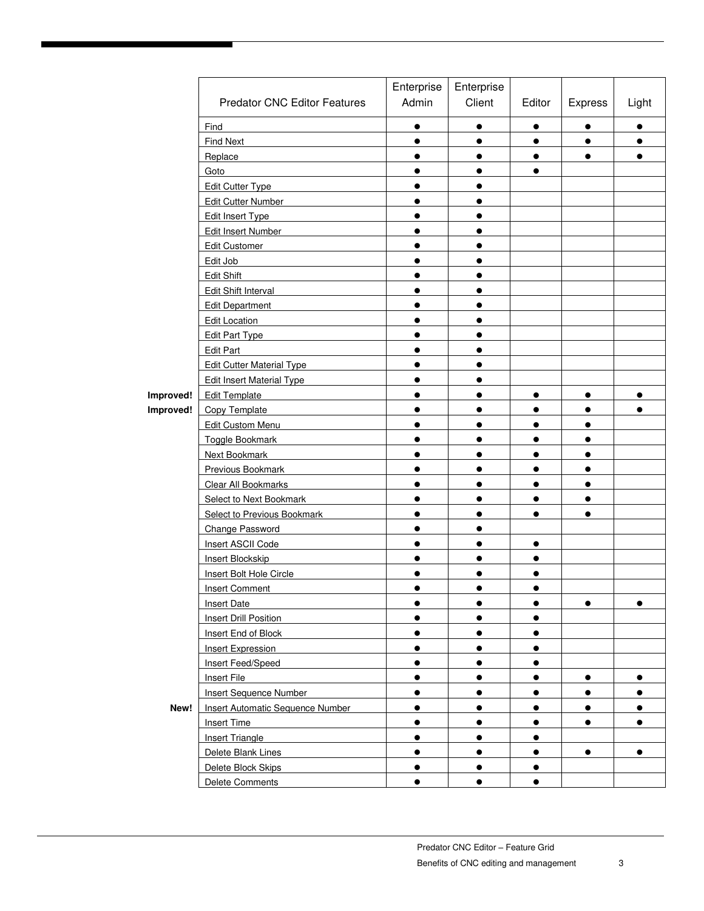| | Predator CNC Editor Features | Enterprise Admin | Enterprise Client | Editor | Express | Light |
|---|---|---|---|---|---|---|
| | Find | ● | ● | ● | ● | ● |
| | Find Next | ● | ● | ● | ● | ● |
| | Replace | ● | ● | ● | ● | ● |
| | Goto | ● | ● | ● | | |
| | Edit Cutter Type | ● | ● | | | |
| | Edit Cutter Number | ● | ● | | | |
| | Edit Insert Type | ● | ● | | | |
| | Edit Insert Number | ● | ● | | | |
| | Edit Customer | ● | ● | | | |
| | Edit Job | ● | ● | | | |
| | Edit Shift | ● | ● | | | |
| | Edit Shift Interval | ● | ● | | | |
| | Edit Department | ● | ● | | | |
| | Edit Location | ● | ● | | | |
| | Edit Part Type | ● | ● | | | |
| | Edit Part | ● | ● | | | |
| | Edit Cutter Material Type | ● | ● | | | |
| | Edit Insert Material Type | ● | ● | | | |
| **Improved!** | Edit Template | ● | ● | ● | ● | ● |
| **Improved!** | Copy Template | ● | ● | ● | ● | ● |
| | Edit Custom Menu | ● | ● | ● | ● | |
| | Toggle Bookmark | ● | ● | ● | ● | |
| | Next Bookmark | ● | ● | ● | ● | |
| | Previous Bookmark | ● | ● | ● | ● | |
| | Clear All Bookmarks | ● | ● | ● | ● | |
| | Select to Next Bookmark | ● | ● | ● | ● | |
| | Select to Previous Bookmark | ● | ● | ● | ● | |
| | Change Password | ● | ● | | | |
| | Insert ASCII Code | ● | ● | ● | | |
| | Insert Blockskip | ● | ● | ● | | |
| | Insert Bolt Hole Circle | ● | ● | ● | | |
| | Insert Comment | ● | ● | ● | | |
| | Insert Date | ● | ● | ● | ● | ● |
| | Insert Drill Position | ● | ● | ● | | |
| | Insert End of Block | ● | ● | ● | | |
| | Insert Expression | ● | ● | ● | | |
| | Insert Feed/Speed | ● | ● | ● | | |
| | Insert File | ● | ● | ● | ● | ● |
| | Insert Sequence Number | ● | ● | ● | ● | ● |
| **New!** | Insert Automatic Sequence Number | ● | ● | ● | ● | ● |
| | Insert Time | ● | ● | ● | ● | ● |
| | Insert Triangle | ● | ● | ● | | |
| | Delete Blank Lines | ● | ● | ● | ● | ● |
| | Delete Block Skips | ● | ● | ● | | |
| | Delete Comments | ● | ● | ● | | |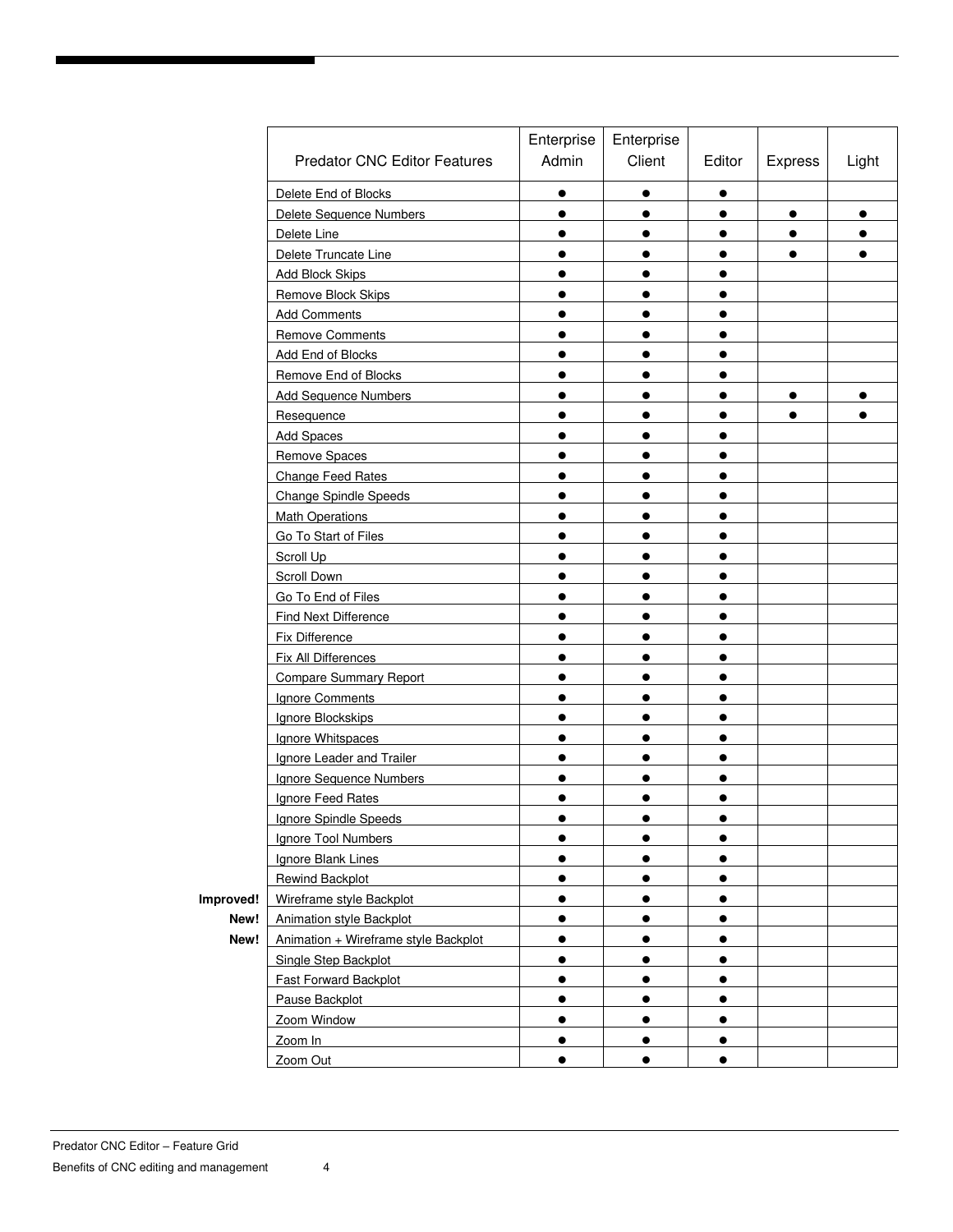| | Predator CNC Editor Features | Enterprise Admin | Enterprise Client | Editor | Express | Light |
|---|---|---|---|---|---|---|
| | Delete End of Blocks | ● | ● | ● | | |
| | Delete Sequence Numbers | ● | ● | ● | ● | ● |
| | Delete Line | ● | ● | ● | ● | ● |
| | Delete Truncate Line | ● | ● | ● | ● | ● |
| | Add Block Skips | ● | ● | ● | | |
| | Remove Block Skips | ● | ● | ● | | |
| | Add Comments | ● | ● | ● | | |
| | Remove Comments | ● | ● | ● | | |
| | Add End of Blocks | ● | ● | ● | | |
| | Remove End of Blocks | ● | ● | ● | | |
| | Add Sequence Numbers | ● | ● | ● | ● | ● |
| | Resequence | ● | ● | ● | ● | ● |
| | Add Spaces | ● | ● | ● | | |
| | Remove Spaces | ● | ● | ● | | |
| | Change Feed Rates | ● | ● | ● | | |
| | Change Spindle Speeds | ● | ● | ● | | |
| | Math Operations | ● | ● | ● | | |
| | Go To Start of Files | ● | ● | ● | | |
| | Scroll Up | ● | ● | ● | | |
| | Scroll Down | ● | ● | ● | | |
| | Go To End of Files | ● | ● | ● | | |
| | Find Next Difference | ● | ● | ● | | |
| | Fix Difference | ● | ● | ● | | |
| | Fix All Differences | ● | ● | ● | | |
| | Compare Summary Report | ● | ● | ● | | |
| | Ignore Comments | ● | ● | ● | | |
| | Ignore Blockskips | ● | ● | ● | | |
| | Ignore Whitspaces | ● | ● | ● | | |
| | Ignore Leader and Trailer | ● | ● | ● | | |
| | Ignore Sequence Numbers | ● | ● | ● | | |
| | Ignore Feed Rates | ● | ● | ● | | |
| | Ignore Spindle Speeds | ● | ● | ● | | |
| | Ignore Tool Numbers | ● | ● | ● | | |
| | Ignore Blank Lines | ● | ● | ● | | |
| | Rewind Backplot | ● | ● | ● | | |
| **Improved!** | Wireframe style Backplot | ● | ● | ● | | |
| **New!** | Animation style Backplot | ● | ● | ● | | |
| **New!** | Animation + Wireframe style Backplot | ● | ● | ● | | |
| | Single Step Backplot | ● | ● | ● | | |
| | Fast Forward Backplot | ● | ● | ● | | |
| | Pause Backplot | ● | ● | ● | | |
| | Zoom Window | ● | ● | ● | | |
| | Zoom In | ● | ● | ● | | |
| | Zoom Out | ● | ● | ● | | |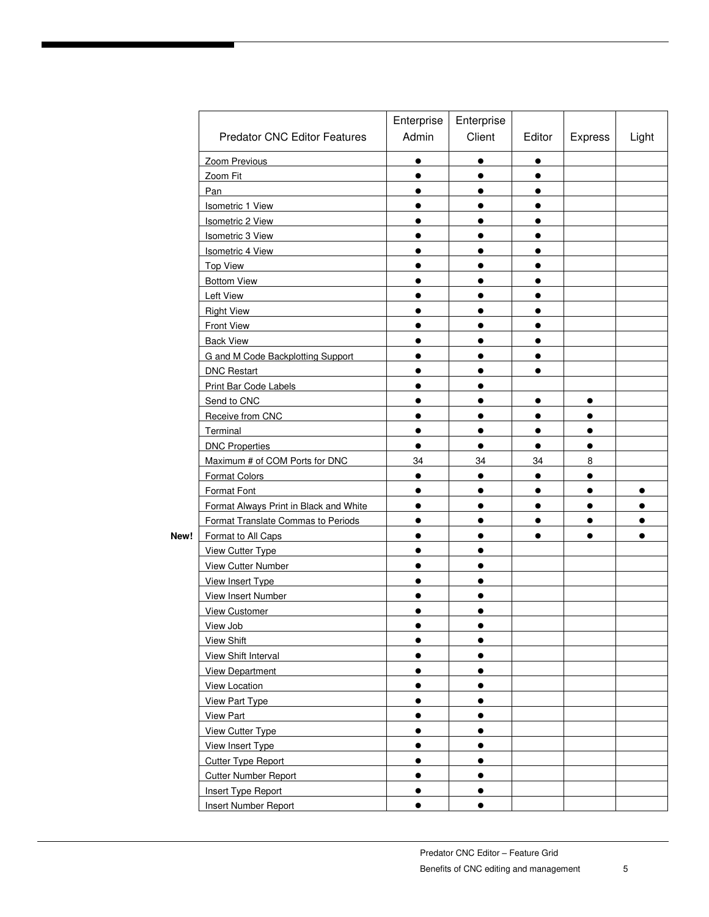| | Predator CNC Editor Features | Enterprise Admin | Enterprise Client | Editor | Express | Light |
|---|---|---|---|---|---|---|
| | Zoom Previous | ● | ● | ● | | |
| | Zoom Fit | ● | ● | ● | | |
| | Pan | ● | ● | ● | | |
| | Isometric 1 View | ● | ● | ● | | |
| | Isometric 2 View | ● | ● | ● | | |
| | Isometric 3 View | ● | ● | ● | | |
| | Isometric 4 View | ● | ● | ● | | |
| | Top View | ● | ● | ● | | |
| | Bottom View | ● | ● | ● | | |
| | Left View | ● | ● | ● | | |
| | Right View | ● | ● | ● | | |
| | Front View | ● | ● | ● | | |
| | Back View | ● | ● | ● | | |
| | G and M Code Backplotting Support | ● | ● | ● | | |
| | DNC Restart | ● | ● | ● | | |
| | Print Bar Code Labels | ● | ● | | | |
| | Send to CNC | ● | ● | ● | ● | |
| | Receive from CNC | ● | ● | ● | ● | |
| | Terminal | ● | ● | ● | ● | |
| | DNC Properties | ● | ● | ● | ● | |
| | Maximum # of COM Ports for DNC | 34 | 34 | 34 | 8 | |
| | Format Colors | ● | ● | ● | ● | |
| | Format Font | ● | ● | ● | ● | ● |
| | Format Always Print in Black and White | ● | ● | ● | ● | ● |
| | Format Translate Commas to Periods | ● | ● | ● | ● | ● |
| **New!** | Format to All Caps | ● | ● | ● | ● | ● |
| | View Cutter Type | ● | ● | | | |
| | View Cutter Number | ● | ● | | | |
| | View Insert Type | ● | ● | | | |
| | View Insert Number | ● | ● | | | |
| | View Customer | ● | ● | | | |
| | View Job | ● | ● | | | |
| | View Shift | ● | ● | | | |
| | View Shift Interval | ● | ● | | | |
| | View Department | ● | ● | | | |
| | View Location | ● | ● | | | |
| | View Part Type | ● | ● | | | |
| | View Part | ● | ● | | | |
| | View Cutter Type | ● | ● | | | |
| | View Insert Type | ● | ● | | | |
| | Cutter Type Report | ● | ● | | | |
| | Cutter Number Report | ● | ● | | | |
| | Insert Type Report | ● | ● | | | |
| | Insert Number Report | ● | ● | | | |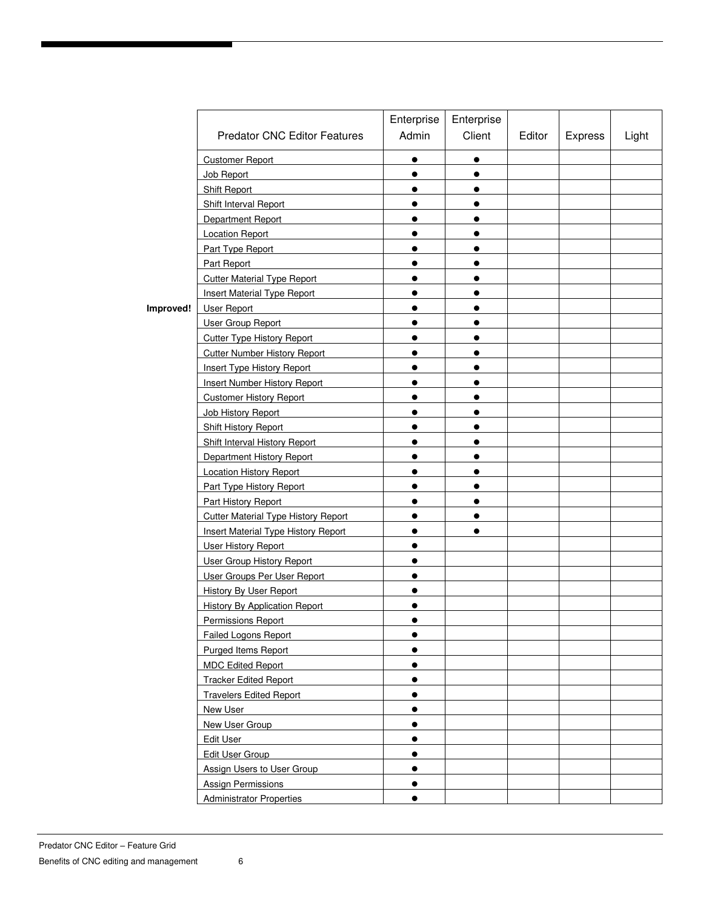| | Predator CNC Editor Features | Enterprise Admin | Enterprise Client | Editor | Express | Light |
|---|---|---|---|---|---|---|
| | Customer Report | ● | ● | | | |
| | Job Report | ● | ● | | | |
| | Shift Report | ● | ● | | | |
| | Shift Interval Report | ● | ● | | | |
| | Department Report | ● | ● | | | |
| | Location Report | ● | ● | | | |
| | Part Type Report | ● | ● | | | |
| | Part Report | ● | ● | | | |
| | Cutter Material Type Report | ● | ● | | | |
| | Insert Material Type Report | ● | ● | | | |
| **Improved!** | User Report | ● | ● | | | |
| | User Group Report | ● | ● | | | |
| | Cutter Type History Report | ● | ● | | | |
| | Cutter Number History Report | ● | ● | | | |
| | Insert Type History Report | ● | ● | | | |
| | Insert Number History Report | ● | ● | | | |
| | Customer History Report | ● | ● | | | |
| | Job History Report | ● | ● | | | |
| | Shift History Report | ● | ● | | | |
| | Shift Interval History Report | ● | ● | | | |
| | Department History Report | ● | ● | | | |
| | Location History Report | ● | ● | | | |
| | Part Type History Report | ● | ● | | | |
| | Part History Report | ● | ● | | | |
| | Cutter Material Type History Report | ● | ● | | | |
| | Insert Material Type History Report | ● | ● | | | |
| | User History Report | ● | | | | |
| | User Group History Report | ● | | | | |
| | User Groups Per User Report | ● | | | | |
| | History By User Report | ● | | | | |
| | History By Application Report | ● | | | | |
| | Permissions Report | ● | | | | |
| | Failed Logons Report | ● | | | | |
| | Purged Items Report | ● | | | | |
| | MDC Edited Report | ● | | | | |
| | Tracker Edited Report | ● | | | | |
| | Travelers Edited Report | ● | | | | |
| | New User | ● | | | | |
| | New User Group | ● | | | | |
| | Edit User | ● | | | | |
| | Edit User Group | ● | | | | |
| | Assign Users to User Group | ● | | | | |
| | Assign Permissions | ● | | | | |
| | Administrator Properties | ● | | | | |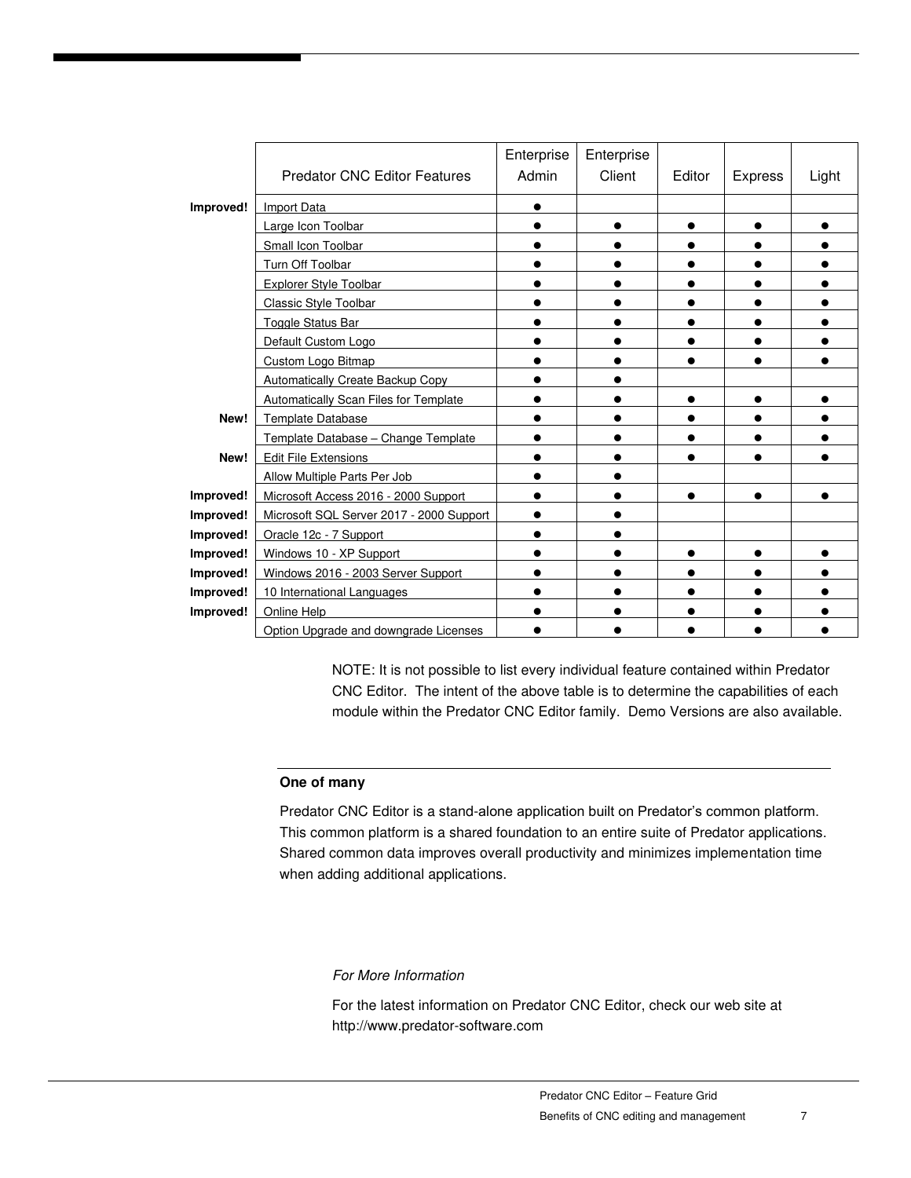| | Predator CNC Editor Features | Enterprise Admin | Enterprise Client | Editor | Express | Light |
|---|---|---|---|---|---|---|
| **Improved!** | Import Data | ● | | | | |
| | Large Icon Toolbar | ● | ● | ● | ● | ● |
| | Small Icon Toolbar | ● | ● | ● | ● | ● |
| | Turn Off Toolbar | ● | ● | ● | ● | ● |
| | Explorer Style Toolbar | ● | ● | ● | ● | ● |
| | Classic Style Toolbar | ● | ● | ● | ● | ● |
| | Toggle Status Bar | ● | ● | ● | ● | ● |
| | Default Custom Logo | ● | ● | ● | ● | ● |
| | Custom Logo Bitmap | ● | ● | ● | ● | ● |
| | Automatically Create Backup Copy | ● | ● | | | |
| | Automatically Scan Files for Template | ● | ● | ● | ● | ● |
| **New!** | Template Database | ● | ● | ● | ● | ● |
| | Template Database – Change Template | ● | ● | ● | ● | ● |
| **New!** | Edit File Extensions | ● | ● | ● | ● | ● |
| | Allow Multiple Parts Per Job | ● | ● | | | |
| **Improved!** | Microsoft Access 2016 - 2000 Support | ● | ● | ● | ● | ● |
| **Improved!** | Microsoft SQL Server 2017 - 2000 Support | ● | ● | | | |
| **Improved!** | Oracle 12c - 7 Support | ● | ● | | | |
| **Improved!** | Windows 10 - XP Support | ● | ● | ● | ● | ● |
| **Improved!** | Windows 2016 - 2003 Server Support | ● | ● | ● | ● | ● |
| **Improved!** | 10 International Languages | ● | ● | ● | ● | ● |
| **Improved!** | Online Help | ● | ● | ● | ● | ● |
| | Option Upgrade and downgrade Licenses | ● | ● | ● | ● | ● |

NOTE: It is not possible to list every individual feature contained within Predator CNC Editor. The intent of the above table is to determine the capabilities of each module within the Predator CNC Editor family. Demo Versions are also available.

**One of many**

Predator CNC Editor is a stand-alone application built on Predator's common platform. This common platform is a shared foundation to an entire suite of Predator applications. Shared common data improves overall productivity and minimizes implementation time when adding additional applications.

*For More Information*

For the latest information on Predator CNC Editor, check our web site at http://www.predator-software.com